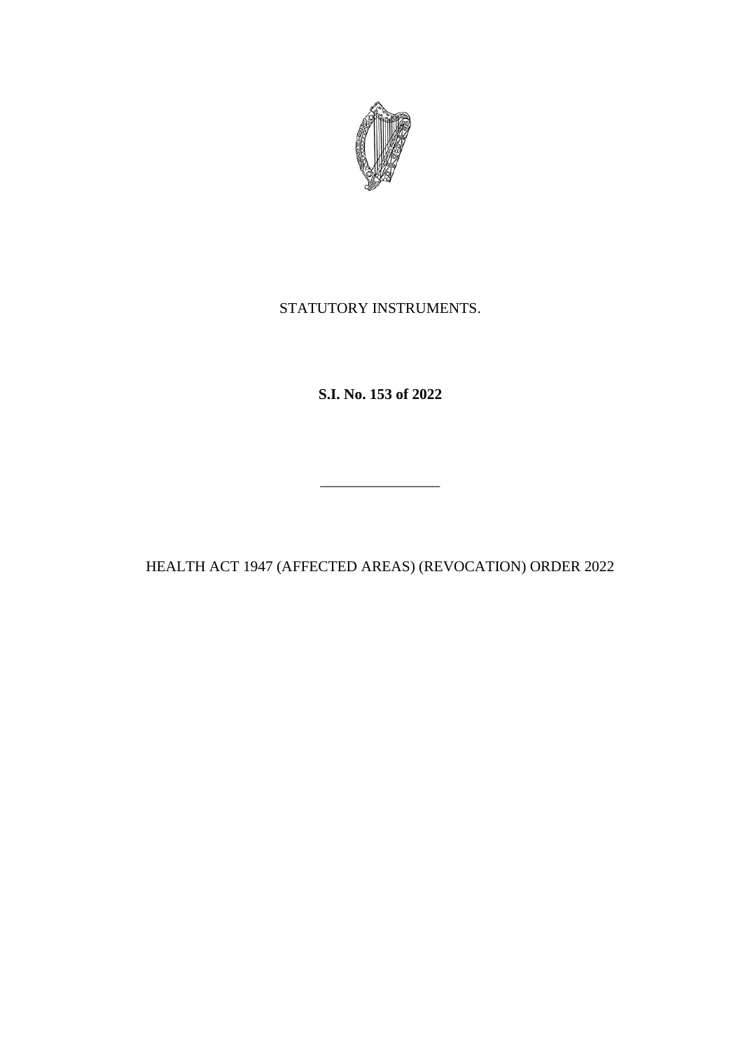STATUTORY INSTRUMENTS.

**S.I. No. 153 of 2022**

\_\_\_\_\_\_\_\_\_\_\_\_\_\_\_\_

HEALTH ACT 1947 (AFFECTED AREAS) (REVOCATION) ORDER 2022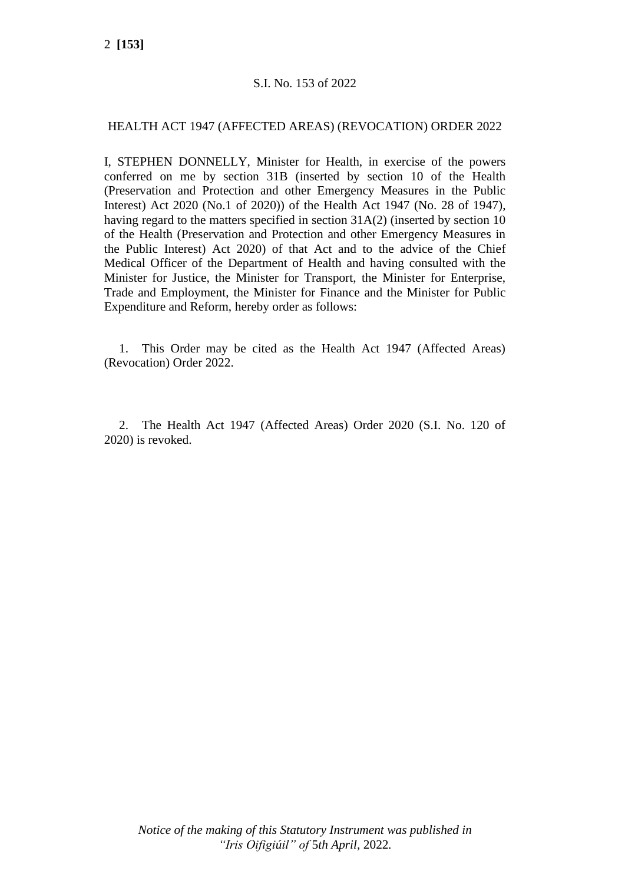S.I. No. 153 of 2022

HEALTH ACT 1947 (AFFECTED AREAS) (REVOCATION) ORDER 2022

I, STEPHEN DONNELLY, Minister for Health, in exercise of the powers conferred on me by section 31B (inserted by section 10 of the Health (Preservation and Protection and other Emergency Measures in the Public Interest) Act 2020 (No.1 of 2020)) of the Health Act 1947 (No. 28 of 1947), having regard to the matters specified in section 31A(2) (inserted by section 10 of the Health (Preservation and Protection and other Emergency Measures in the Public Interest) Act 2020) of that Act and to the advice of the Chief Medical Officer of the Department of Health and having consulted with the Minister for Justice, the Minister for Transport, the Minister for Enterprise, Trade and Employment, the Minister for Finance and the Minister for Public Expenditure and Reform, hereby order as follows:

1. This Order may be cited as the Health Act 1947 (Affected Areas) (Revocation) Order 2022.

2. The Health Act 1947 (Affected Areas) Order 2020 (S.I. No. 120 of 2020) is revoked.

*Notice of the making of this Statutory Instrument was published in "Iris Oifigiúil" of* 5*th April,* 2022.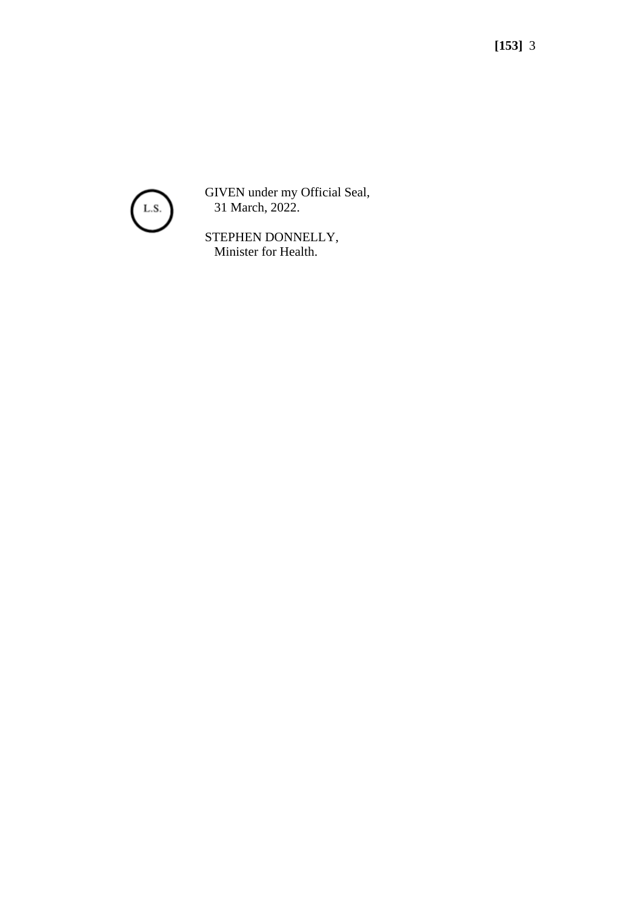L.S.

GIVEN under my Official Seal,
31 March, 2022.

STEPHEN DONNELLY,
Minister for Health.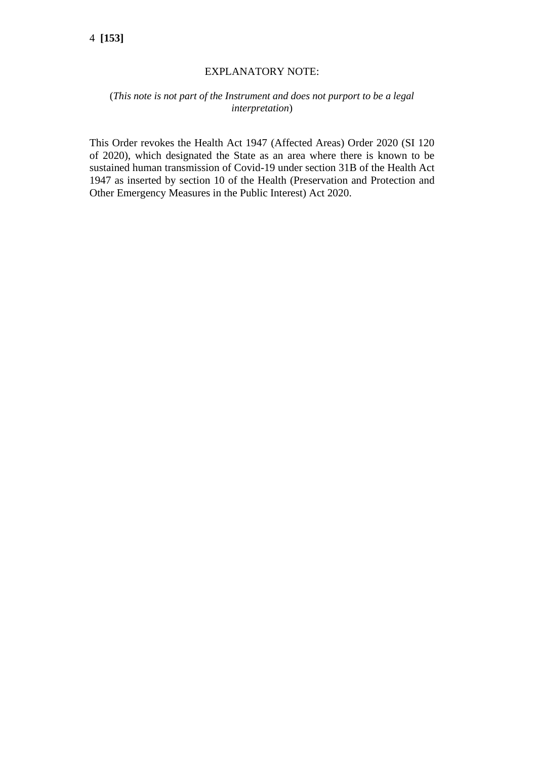## EXPLANATORY NOTE:

(*This note is not part of the Instrument and does not purport to be a legal interpretation*)

This Order revokes the Health Act 1947 (Affected Areas) Order 2020 (SI 120 of 2020), which designated the State as an area where there is known to be sustained human transmission of Covid-19 under section 31B of the Health Act 1947 as inserted by section 10 of the Health (Preservation and Protection and Other Emergency Measures in the Public Interest) Act 2020.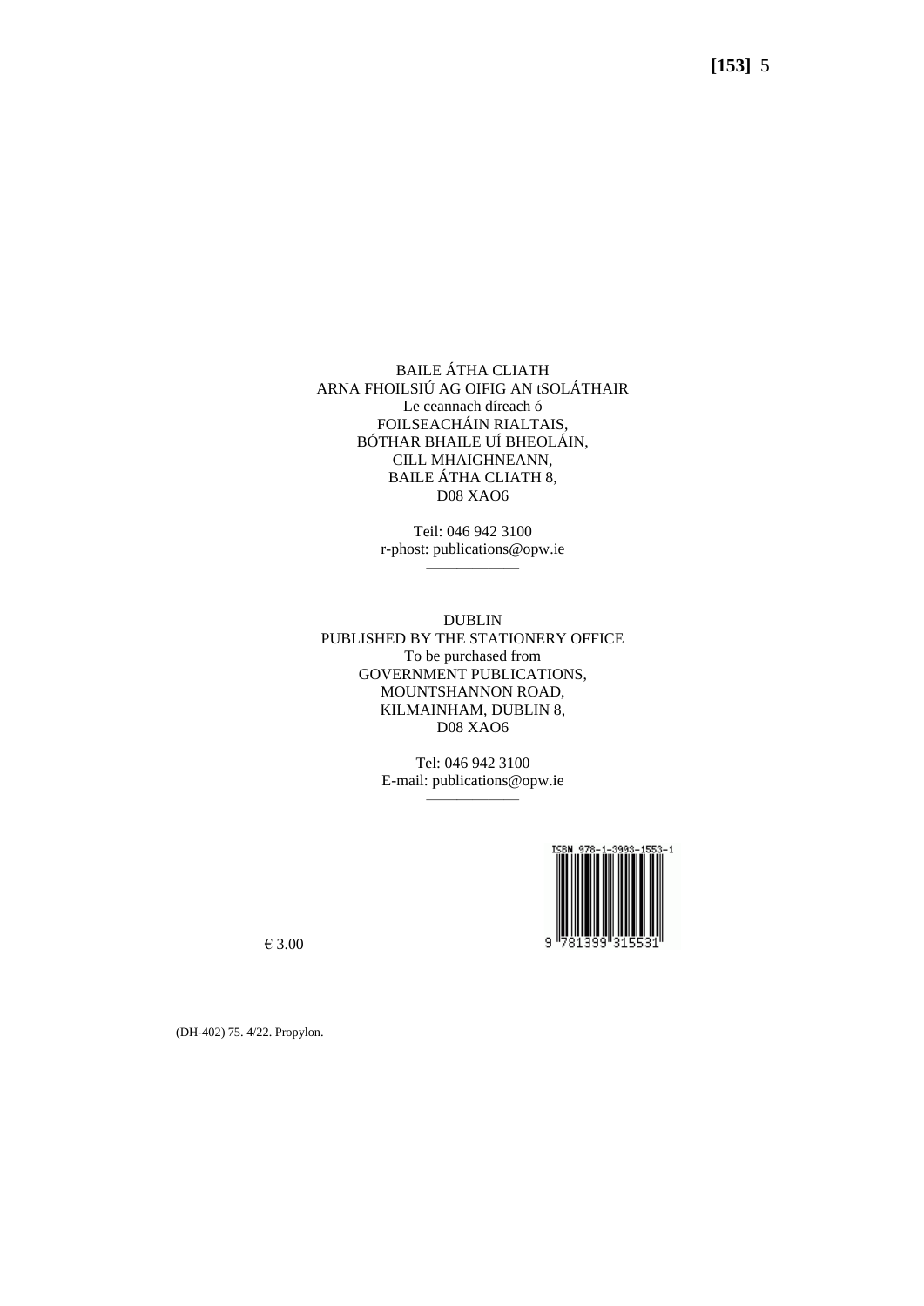BAILE ÁTHA CLIATH
ARNA FHOILSIÚ AG OIFIG AN tSOLÁTHAIR
Le ceannach díreach ó
FOILSEACHÁIN RIALTAIS,
BÓTHAR BHAILE UÍ BHEOLÁIN,
CILL MHAIGHNEANN,
BAILE ÁTHA CLIATH 8,
D08 XAO6

Teil: 046 942 3100
r-phost: publications@opw.ie

---

DUBLIN
PUBLISHED BY THE STATIONERY OFFICE
To be purchased from
GOVERNMENT PUBLICATIONS,
MOUNTSHANNON ROAD,
KILMAINHAM, DUBLIN 8,
D08 XAO6

Tel: 046 942 3100
E-mail: publications@opw.ie

---

ISBN 978-1-3993-1553-1

9 781399 315531

€ 3.00

(DH-402) 75. 4/22. Propylon.